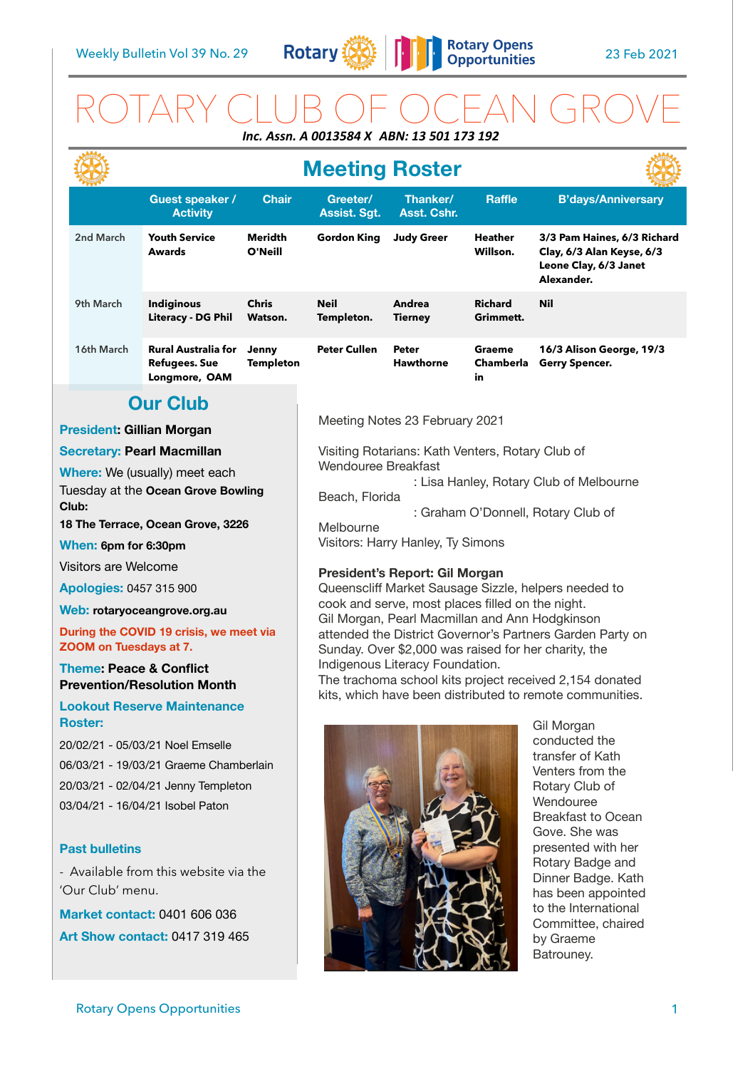Weekly Bulletin Vol 39 No. 29 — 23 Feb 2021

# ROTARY CLUB OF OCEAN GROVE

***Inc. Assn. A 0013584 X ABN: 13 501 173 192***

## Meeting Roster

| | Guest speaker / Activity | Chair | Greeter/ Assist. Sgt. | Thanker/ Asst. Cshr. | Raffle | B'days/Anniversary |
|---|---|---|---|---|---|---|
| 2nd March | **Youth Service Awards** | **Meridth O'Neill** | **Gordon King** | **Judy Greer** | **Heather Willson.** | **3/3 Pam Haines, 6/3 Richard Clay, 6/3 Alan Keyse, 6/3 Leone Clay, 6/3 Janet Alexander.** |
| 9th March | **Indiginous Literacy - DG Phil** | **Chris Watson.** | **Neil Templeton.** | **Andrea Tierney** | **Richard Grimmett.** | **Nil** |
| 16th March | **Rural Australia for Refugees. Sue Longmore, OAM** | **Jenny Templeton** | **Peter Cullen** | **Peter Hawthorne** | **Graeme Chamberlain** | **16/3 Alison George, 19/3 Gerry Spencer.** |

## Our Club

**President: Gillian Morgan**

**Secretary: Pearl Macmillan**

**Where:** We (usually) meet each Tuesday at the **Ocean Grove Bowling Club:**

**18 The Terrace, Ocean Grove, 3226**

**When: 6pm for 6:30pm**

Visitors are Welcome

**Apologies:** 0457 315 900

**Web: rotaryoceangrove.org.au**

**During the COVID 19 crisis, we meet via ZOOM on Tuesdays at 7.**

**Theme: Peace & Conflict Prevention/Resolution Month**

**Lookout Reserve Maintenance Roster:**

20/02/21 - 05/03/21 Noel Emselle
06/03/21 - 19/03/21 Graeme Chamberlain
20/03/21 - 02/04/21 Jenny Templeton
03/04/21 - 16/04/21 Isobel Paton

**Past bulletins**

- Available from this website via the 'Our Club' menu.

**Market contact:** 0401 606 036

**Art Show contact:** 0417 319 465

Meeting Notes 23 February 2021

Visiting Rotarians: Kath Venters, Rotary Club of Wendouree Breakfast
: Lisa Hanley, Rotary Club of Melbourne Beach, Florida
: Graham O'Donnell, Rotary Club of Melbourne
Visitors: Harry Hanley, Ty Simons

**President's Report: Gil Morgan**
Queenscliff Market Sausage Sizzle, helpers needed to cook and serve, most places filled on the night.
Gil Morgan, Pearl Macmillan and Ann Hodgkinson attended the District Governor's Partners Garden Party on Sunday. Over $2,000 was raised for her charity, the Indigenous Literacy Foundation.
The trachoma school kits project received 2,154 donated kits, which have been distributed to remote communities.

Gil Morgan conducted the transfer of Kath Venters from the Rotary Club of Wendouree Breakfast to Ocean Gove. She was presented with her Rotary Badge and Dinner Badge. Kath has been appointed to the International Committee, chaired by Graeme Batrouney.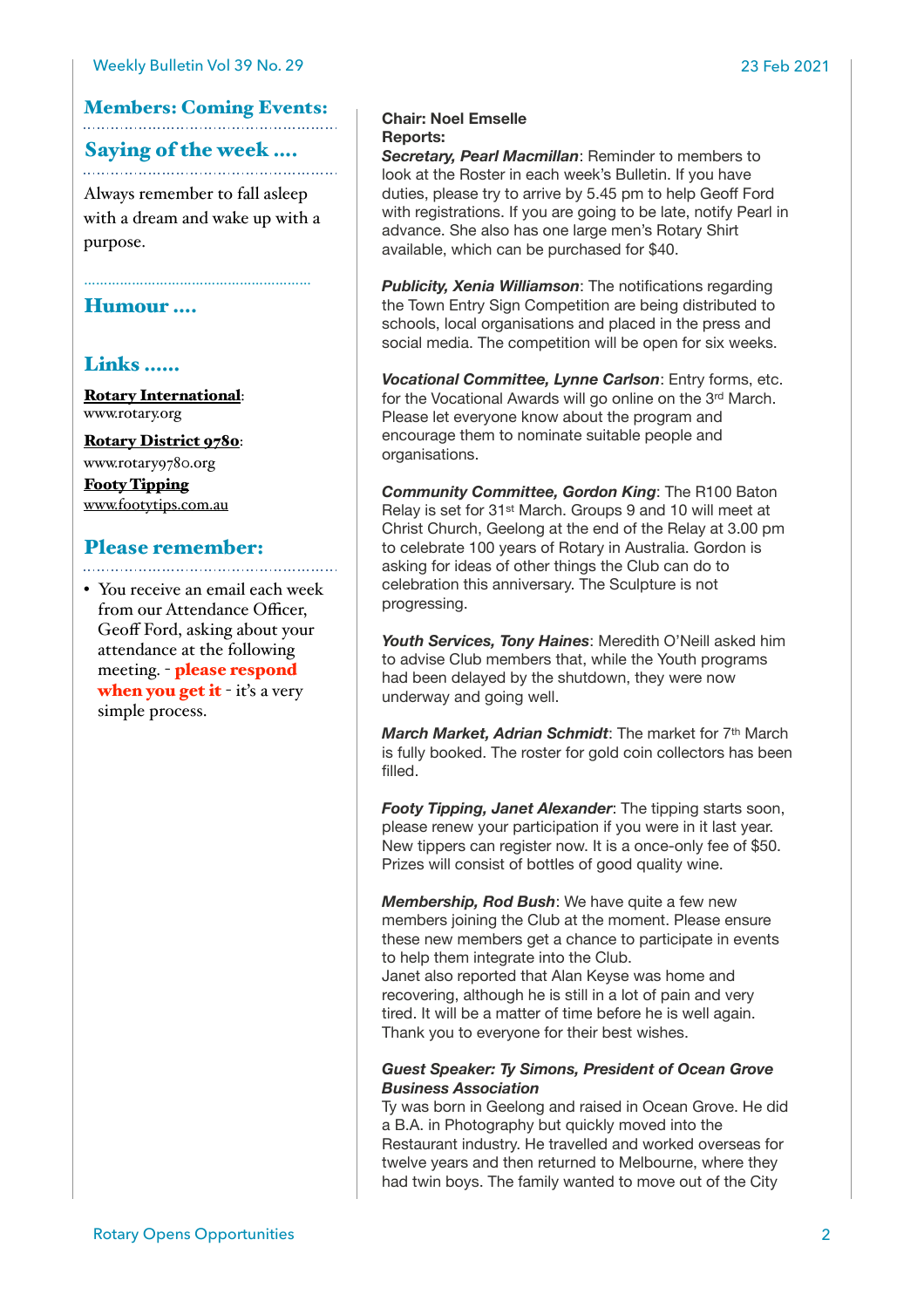## Members: Coming Events:

## Saying of the week ....

Always remember to fall asleep with a dream and wake up with a purpose.

## Humour ....

## Links ......

**Rotary International**:
www.rotary.org

**Rotary District 9780**:
www.rotary9780.org

**Footy Tipping**
www.footytips.com.au

## Please remember:

- You receive an email each week from our Attendance Officer, Geoff Ford, asking about your attendance at the following meeting. - **please respond when you get it** - it's a very simple process.

**Chair: Noel Emselle**
**Reports:**

***Secretary, Pearl Macmillan***: Reminder to members to look at the Roster in each week's Bulletin. If you have duties, please try to arrive by 5.45 pm to help Geoff Ford with registrations. If you are going to be late, notify Pearl in advance. She also has one large men's Rotary Shirt available, which can be purchased for $40.

***Publicity, Xenia Williamson***: The notifications regarding the Town Entry Sign Competition are being distributed to schools, local organisations and placed in the press and social media. The competition will be open for six weeks.

***Vocational Committee, Lynne Carlson***: Entry forms, etc. for the Vocational Awards will go online on the 3rd March. Please let everyone know about the program and encourage them to nominate suitable people and organisations.

***Community Committee, Gordon King***: The R100 Baton Relay is set for 31st March. Groups 9 and 10 will meet at Christ Church, Geelong at the end of the Relay at 3.00 pm to celebrate 100 years of Rotary in Australia. Gordon is asking for ideas of other things the Club can do to celebration this anniversary. The Sculpture is not progressing.

***Youth Services, Tony Haines***: Meredith O'Neill asked him to advise Club members that, while the Youth programs had been delayed by the shutdown, they were now underway and going well.

***March Market, Adrian Schmidt***: The market for 7th March is fully booked. The roster for gold coin collectors has been filled.

***Footy Tipping, Janet Alexander***: The tipping starts soon, please renew your participation if you were in it last year. New tippers can register now. It is a once-only fee of $50. Prizes will consist of bottles of good quality wine.

***Membership, Rod Bush***: We have quite a few new members joining the Club at the moment. Please ensure these new members get a chance to participate in events to help them integrate into the Club.
Janet also reported that Alan Keyse was home and recovering, although he is still in a lot of pain and very tired. It will be a matter of time before he is well again. Thank you to everyone for their best wishes.

***Guest Speaker: Ty Simons, President of Ocean Grove Business Association***
Ty was born in Geelong and raised in Ocean Grove. He did a B.A. in Photography but quickly moved into the Restaurant industry. He travelled and worked overseas for twelve years and then returned to Melbourne, where they had twin boys. The family wanted to move out of the City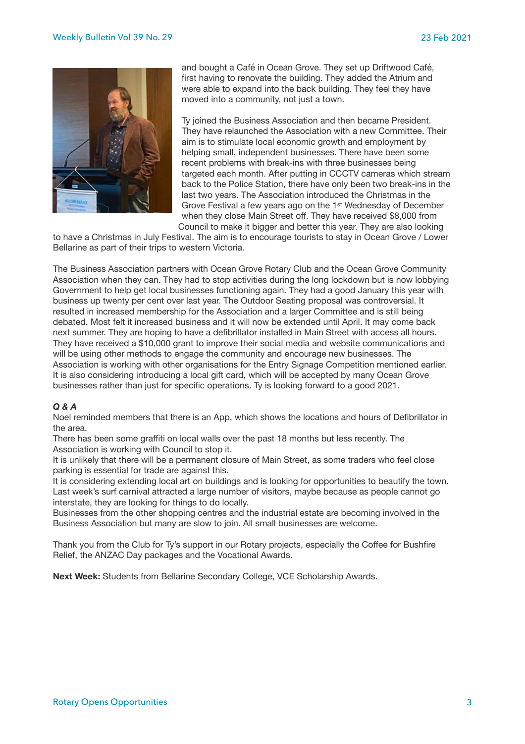and bought a Café in Ocean Grove. They set up Driftwood Café, first having to renovate the building. They added the Atrium and were able to expand into the back building. They feel they have moved into a community, not just a town.

Ty joined the Business Association and then became President. They have relaunched the Association with a new Committee. Their aim is to stimulate local economic growth and employment by helping small, independent businesses. There have been some recent problems with break-ins with three businesses being targeted each month. After putting in CCCTV cameras which stream back to the Police Station, there have only been two break-ins in the last two years. The Association introduced the Christmas in the Grove Festival a few years ago on the 1st Wednesday of December when they close Main Street off. They have received $8,000 from Council to make it bigger and better this year. They are also looking to have a Christmas in July Festival. The aim is to encourage tourists to stay in Ocean Grove / Lower Bellarine as part of their trips to western Victoria.

The Business Association partners with Ocean Grove Rotary Club and the Ocean Grove Community Association when they can. They had to stop activities during the long lockdown but is now lobbying Government to help get local businesses functioning again. They had a good January this year with business up twenty per cent over last year. The Outdoor Seating proposal was controversial. It resulted in increased membership for the Association and a larger Committee and is still being debated. Most felt it increased business and it will now be extended until April. It may come back next summer. They are hoping to have a defibrillator installed in Main Street with access all hours. They have received a $10,000 grant to improve their social media and website communications and will be using other methods to engage the community and encourage new businesses. The Association is working with other organisations for the Entry Signage Competition mentioned earlier. It is also considering introducing a local gift card, which will be accepted by many Ocean Grove businesses rather than just for specific operations. Ty is looking forward to a good 2021.

***Q & A***

Noel reminded members that there is an App, which shows the locations and hours of Defibrillator in the area.

There has been some graffiti on local walls over the past 18 months but less recently. The Association is working with Council to stop it.

It is unlikely that there will be a permanent closure of Main Street, as some traders who feel close parking is essential for trade are against this.

It is considering extending local art on buildings and is looking for opportunities to beautify the town.

Last week's surf carnival attracted a large number of visitors, maybe because as people cannot go interstate, they are looking for things to do locally.

Businesses from the other shopping centres and the industrial estate are becoming involved in the Business Association but many are slow to join. All small businesses are welcome.

Thank you from the Club for Ty's support in our Rotary projects, especially the Coffee for Bushfire Relief, the ANZAC Day packages and the Vocational Awards.

**Next Week:** Students from Bellarine Secondary College, VCE Scholarship Awards.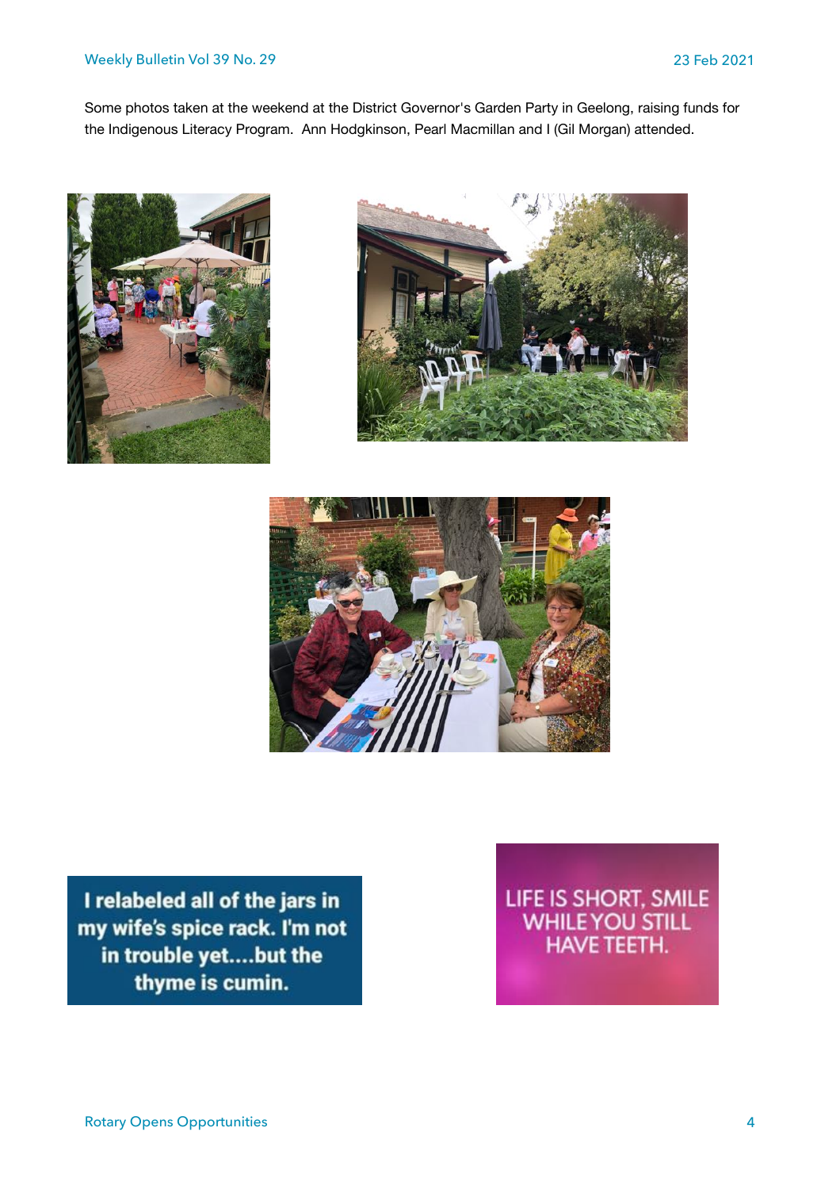Some photos taken at the weekend at the District Governor's Garden Party in Geelong, raising funds for the Indigenous Literacy Program.  Ann Hodgkinson, Pearl Macmillan and I (Gil Morgan) attended.

I relabeled all of the jars in my wife's spice rack. I'm not in trouble yet....but the thyme is cumin.

LIFE IS SHORT, SMILE WHILE YOU STILL HAVE TEETH.